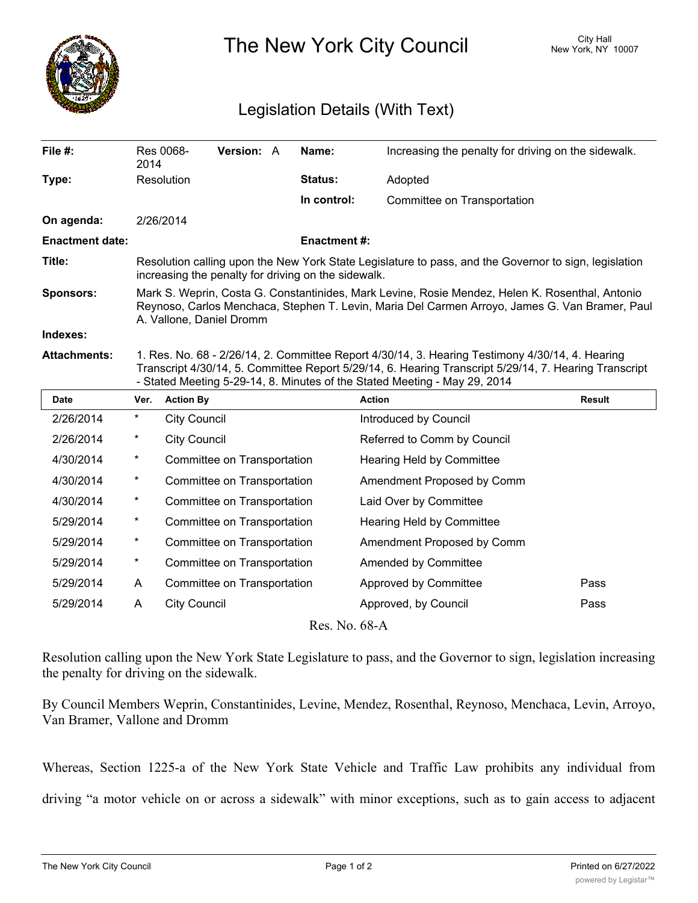# The New York City Council

City Hall
New York, NY 10007

## Legislation Details (With Text)

| | | | |
|---|---|---|---|
| **File #:** | Res 0068-2014 **Version:** A | **Name:** | Increasing the penalty for driving on the sidewalk. |
| **Type:** | Resolution | **Status:** | Adopted |
| | | **In control:** | Committee on Transportation |
| **On agenda:** | 2/26/2014 | | |
| **Enactment date:** | | **Enactment #:** | |

**Title:** Resolution calling upon the New York State Legislature to pass, and the Governor to sign, legislation increasing the penalty for driving on the sidewalk.

**Sponsors:** Mark S. Weprin, Costa G. Constantinides, Mark Levine, Rosie Mendez, Helen K. Rosenthal, Antonio Reynoso, Carlos Menchaca, Stephen T. Levin, Maria Del Carmen Arroyo, James G. Van Bramer, Paul A. Vallone, Daniel Dromm

**Indexes:**

**Attachments:** 1. Res. No. 68 - 2/26/14, 2. Committee Report 4/30/14, 3. Hearing Testimony 4/30/14, 4. Hearing Transcript 4/30/14, 5. Committee Report 5/29/14, 6. Hearing Transcript 5/29/14, 7. Hearing Transcript - Stated Meeting 5-29-14, 8. Minutes of the Stated Meeting - May 29, 2014

| Date | Ver. | Action By | Action | Result |
|---|---|---|---|---|
| 2/26/2014 | * | City Council | Introduced by Council | |
| 2/26/2014 | * | City Council | Referred to Comm by Council | |
| 4/30/2014 | * | Committee on Transportation | Hearing Held by Committee | |
| 4/30/2014 | * | Committee on Transportation | Amendment Proposed by Comm | |
| 4/30/2014 | * | Committee on Transportation | Laid Over by Committee | |
| 5/29/2014 | * | Committee on Transportation | Hearing Held by Committee | |
| 5/29/2014 | * | Committee on Transportation | Amendment Proposed by Comm | |
| 5/29/2014 | * | Committee on Transportation | Amended by Committee | |
| 5/29/2014 | A | Committee on Transportation | Approved by Committee | Pass |
| 5/29/2014 | A | City Council | Approved, by Council | Pass |

Res. No. 68-A

Resolution calling upon the New York State Legislature to pass, and the Governor to sign, legislation increasing the penalty for driving on the sidewalk.

By Council Members Weprin, Constantinides, Levine, Mendez, Rosenthal, Reynoso, Menchaca, Levin, Arroyo, Van Bramer, Vallone and Dromm

Whereas, Section 1225-a of the New York State Vehicle and Traffic Law prohibits any individual from driving "a motor vehicle on or across a sidewalk" with minor exceptions, such as to gain access to adjacent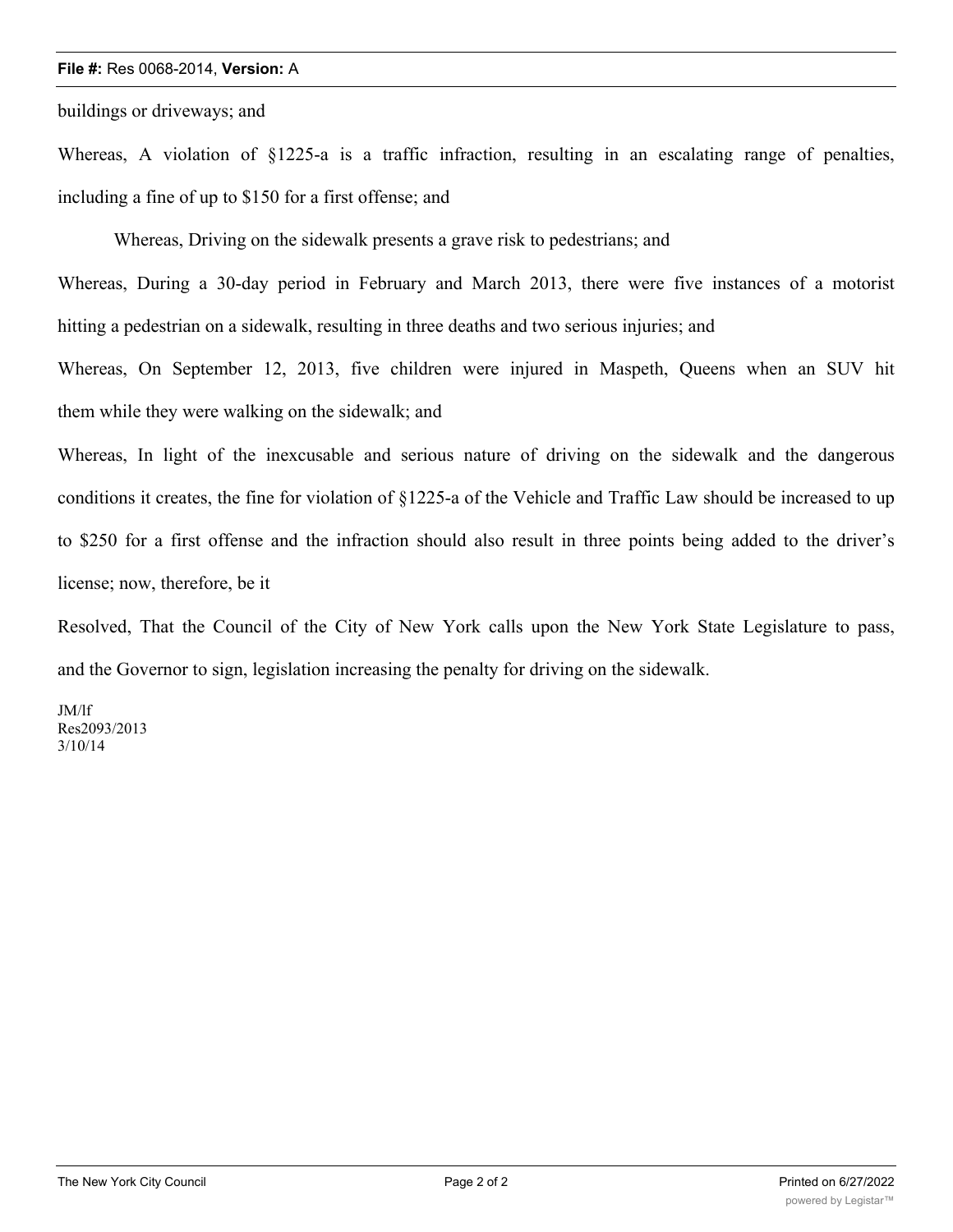buildings or driveways; and

Whereas, A violation of §1225-a is a traffic infraction, resulting in an escalating range of penalties, including a fine of up to $150 for a first offense; and

Whereas, Driving on the sidewalk presents a grave risk to pedestrians; and

Whereas, During a 30-day period in February and March 2013, there were five instances of a motorist hitting a pedestrian on a sidewalk, resulting in three deaths and two serious injuries; and

Whereas, On September 12, 2013, five children were injured in Maspeth, Queens when an SUV hit them while they were walking on the sidewalk; and

Whereas, In light of the inexcusable and serious nature of driving on the sidewalk and the dangerous conditions it creates, the fine for violation of §1225-a of the Vehicle and Traffic Law should be increased to up to $250 for a first offense and the infraction should also result in three points being added to the driver's license; now, therefore, be it

Resolved, That the Council of the City of New York calls upon the New York State Legislature to pass, and the Governor to sign, legislation increasing the penalty for driving on the sidewalk.

JM/lf
Res2093/2013
3/10/14